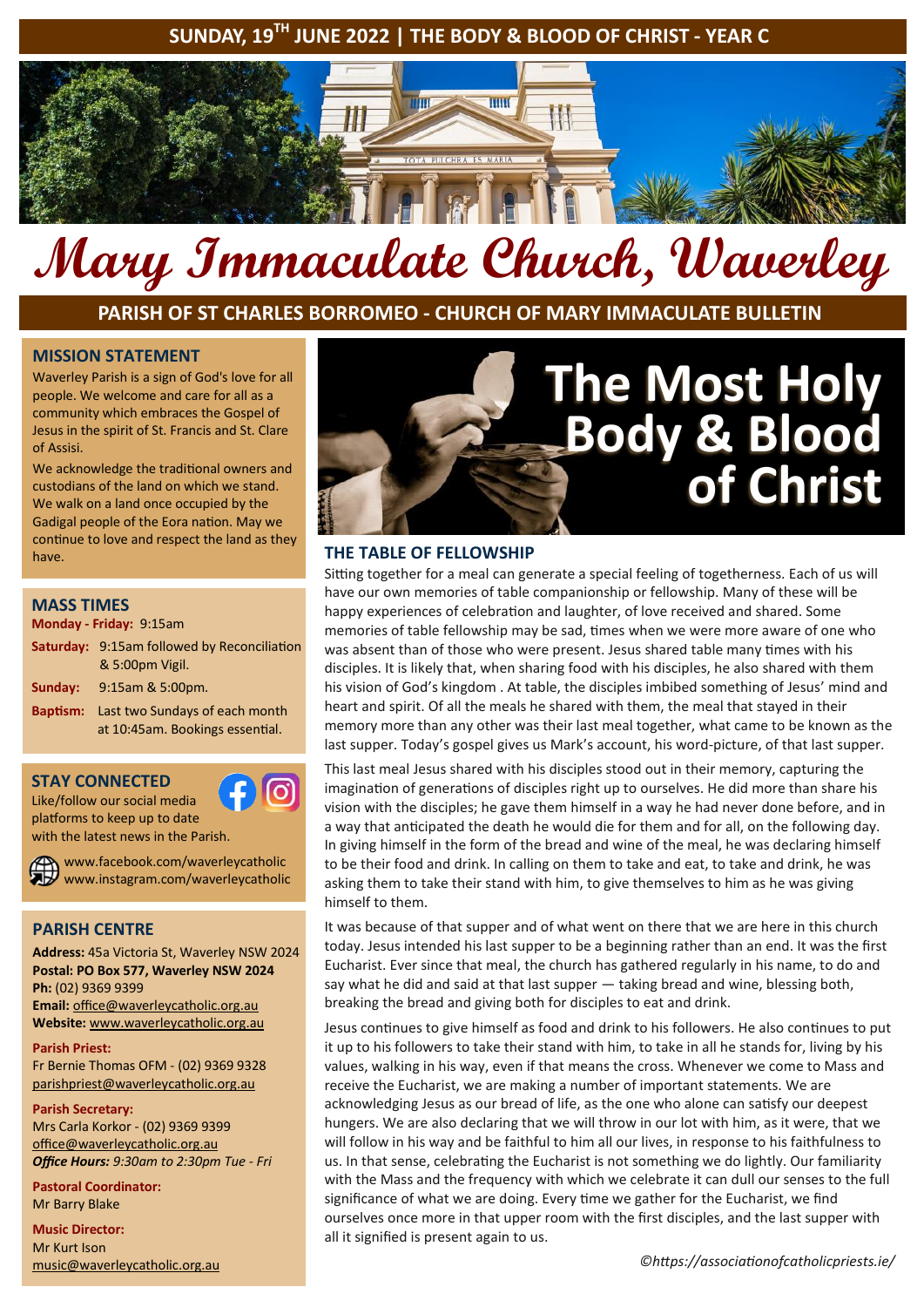SUNDAY, 19TH JUNE 2022 | THE BODY & BLOOD OF CHRIST - YEAR C

# Mary Immaculate Church, Waverley

## PARISH OF ST CHARLES BORROMEO - CHURCH OF MARY IMMACULATE BULLETIN

### MISSION STATEMENT

Waverley Parish is a sign of God's love for all people. We welcome and care for all as a community which embraces the Gospel of Jesus in the spirit of St. Francis and St. Clare of Assisi.

We acknowledge the traditional owners and custodians of the land on which we stand. We walk on a land once occupied by the Gadigal people of the Eora nation. May we continue to love and respect the land as they have.

### MASS TIMES

**Monday - Friday:** 9:15am

**Saturday:** 9:15am followed by Reconciliation & 5:00pm Vigil.

**Sunday:** 9:15am & 5:00pm.

**Baptism:** Last two Sundays of each month at 10:45am. Bookings essential.

### STAY CONNECTED

Like/follow our social media platforms to keep up to date with the latest news in the Parish.

www.facebook.com/waverleycatholic
www.instagram.com/waverleycatholic

### PARISH CENTRE

**Address:** 45a Victoria St, Waverley NSW 2024
**Postal: PO Box 577, Waverley NSW 2024**
**Ph:** (02) 9369 9399
**Email:** office@waverleycatholic.org.au
**Website:** www.waverleycatholic.org.au

**Parish Priest:**
Fr Bernie Thomas OFM - (02) 9369 9328
parishpriest@waverleycatholic.org.au

**Parish Secretary:**
Mrs Carla Korkor - (02) 9369 9399
office@waverleycatholic.org.au
***Office Hours:** 9:30am to 2:30pm Tue - Fri*

**Pastoral Coordinator:**
Mr Barry Blake

**Music Director:**
Mr Kurt Ison
music@waverleycatholic.org.au

# The Most Holy Body & Blood of Christ

### THE TABLE OF FELLOWSHIP

Sitting together for a meal can generate a special feeling of togetherness. Each of us will have our own memories of table companionship or fellowship. Many of these will be happy experiences of celebration and laughter, of love received and shared. Some memories of table fellowship may be sad, times when we were more aware of one who was absent than of those who were present. Jesus shared table many times with his disciples. It is likely that, when sharing food with his disciples, he also shared with them his vision of God's kingdom . At table, the disciples imbibed something of Jesus' mind and heart and spirit. Of all the meals he shared with them, the meal that stayed in their memory more than any other was their last meal together, what came to be known as the last supper. Today's gospel gives us Mark's account, his word-picture, of that last supper.

This last meal Jesus shared with his disciples stood out in their memory, capturing the imagination of generations of disciples right up to ourselves. He did more than share his vision with the disciples; he gave them himself in a way he had never done before, and in a way that anticipated the death he would die for them and for all, on the following day. In giving himself in the form of the bread and wine of the meal, he was declaring himself to be their food and drink. In calling on them to take and eat, to take and drink, he was asking them to take their stand with him, to give themselves to him as he was giving himself to them.

It was because of that supper and of what went on there that we are here in this church today. Jesus intended his last supper to be a beginning rather than an end. It was the first Eucharist. Ever since that meal, the church has gathered regularly in his name, to do and say what he did and said at that last supper — taking bread and wine, blessing both, breaking the bread and giving both for disciples to eat and drink.

Jesus continues to give himself as food and drink to his followers. He also continues to put it up to his followers to take their stand with him, to take in all he stands for, living by his values, walking in his way, even if that means the cross. Whenever we come to Mass and receive the Eucharist, we are making a number of important statements. We are acknowledging Jesus as our bread of life, as the one who alone can satisfy our deepest hungers. We are also declaring that we will throw in our lot with him, as it were, that we will follow in his way and be faithful to him all our lives, in response to his faithfulness to us. In that sense, celebrating the Eucharist is not something we do lightly. Our familiarity with the Mass and the frequency with which we celebrate it can dull our senses to the full significance of what we are doing. Every time we gather for the Eucharist, we find ourselves once more in that upper room with the first disciples, and the last supper with all it signified is present again to us.

*©https://associationofcatholicpriests.ie/*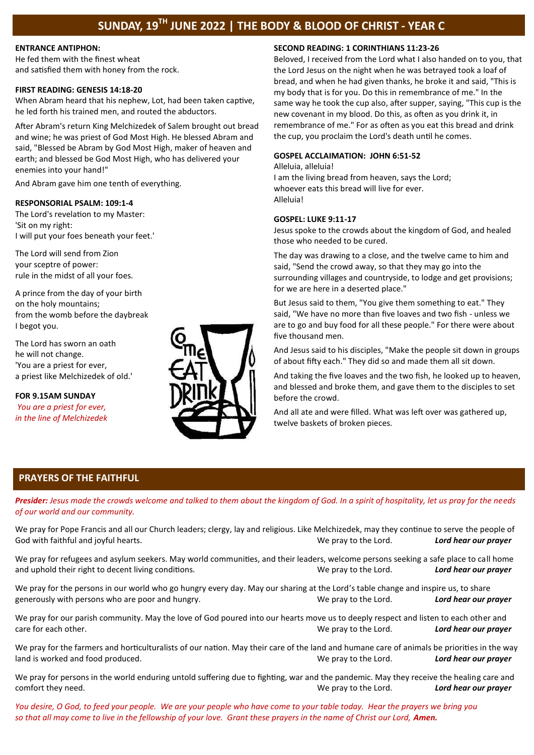# SUNDAY, 19TH JUNE 2022 | THE BODY & BLOOD OF CHRIST - YEAR C

**ENTRANCE ANTIPHON:**

He fed them with the finest wheat
and satisfied them with honey from the rock.

**FIRST READING: GENESIS 14:18-20**

When Abram heard that his nephew, Lot, had been taken captive, he led forth his trained men, and routed the abductors.

After Abram's return King Melchizedek of Salem brought out bread and wine; he was priest of God Most High. He blessed Abram and said, "Blessed be Abram by God Most High, maker of heaven and earth; and blessed be God Most High, who has delivered your enemies into your hand!"

And Abram gave him one tenth of everything.

**RESPONSORIAL PSALM: 109:1-4**

The Lord's revelation to my Master:
'Sit on my right:
I will put your foes beneath your feet.'

The Lord will send from Zion
your sceptre of power:
rule in the midst of all your foes.

A prince from the day of your birth
on the holy mountains;
from the womb before the daybreak
I begot you.

The Lord has sworn an oath
he will not change.
'You are a priest for ever,
a priest like Melchizedek of old.'

**FOR 9.15AM SUNDAY**

*You are a priest for ever,*
*in the line of Melchizedek*

**SECOND READING: 1 CORINTHIANS 11:23-26**

Beloved, I received from the Lord what I also handed on to you, that the Lord Jesus on the night when he was betrayed took a loaf of bread, and when he had given thanks, he broke it and said, "This is my body that is for you. Do this in remembrance of me." In the same way he took the cup also, after supper, saying, "This cup is the new covenant in my blood. Do this, as often as you drink it, in remembrance of me." For as often as you eat this bread and drink the cup, you proclaim the Lord's death until he comes.

**GOSPEL ACCLAIMATION: JOHN 6:51-52**

Alleluia, alleluia!
I am the living bread from heaven, says the Lord;
whoever eats this bread will live for ever.
Alleluia!

**GOSPEL: LUKE 9:11-17**

Jesus spoke to the crowds about the kingdom of God, and healed those who needed to be cured.

The day was drawing to a close, and the twelve came to him and said, "Send the crowd away, so that they may go into the surrounding villages and countryside, to lodge and get provisions; for we are here in a deserted place."

But Jesus said to them, "You give them something to eat." They said, "We have no more than five loaves and two fish - unless we are to go and buy food for all these people." For there were about five thousand men.

And Jesus said to his disciples, "Make the people sit down in groups of about fifty each." They did so and made them all sit down.

And taking the five loaves and the two fish, he looked up to heaven, and blessed and broke them, and gave them to the disciples to set before the crowd.

And all ate and were filled. What was left over was gathered up, twelve baskets of broken pieces.

## PRAYERS OF THE FAITHFUL

***Presider:*** *Jesus made the crowds welcome and talked to them about the kingdom of God. In a spirit of hospitality, let us pray for the needs of our world and our community.*

We pray for Pope Francis and all our Church leaders; clergy, lay and religious. Like Melchizedek, may they continue to serve the people of God with faithful and joyful hearts. We pray to the Lord. ***Lord hear our prayer***

We pray for refugees and asylum seekers. May world communities, and their leaders, welcome persons seeking a safe place to call home and uphold their right to decent living conditions. We pray to the Lord. ***Lord hear our prayer***

We pray for the persons in our world who go hungry every day. May our sharing at the Lord's table change and inspire us, to share generously with persons who are poor and hungry. We pray to the Lord. ***Lord hear our prayer***

We pray for our parish community. May the love of God poured into our hearts move us to deeply respect and listen to each other and care for each other. We pray to the Lord. ***Lord hear our prayer***

We pray for the farmers and horticulturalists of our nation. May their care of the land and humane care of animals be priorities in the way land is worked and food produced. We pray to the Lord. ***Lord hear our prayer***

We pray for persons in the world enduring untold suffering due to fighting, war and the pandemic. May they receive the healing care and comfort they need. We pray to the Lord. ***Lord hear our prayer***

*You desire, O God, to feed your people. We are your people who have come to your table today. Hear the prayers we bring you so that all may come to live in the fellowship of your love. Grant these prayers in the name of Christ our Lord,* ***Amen.***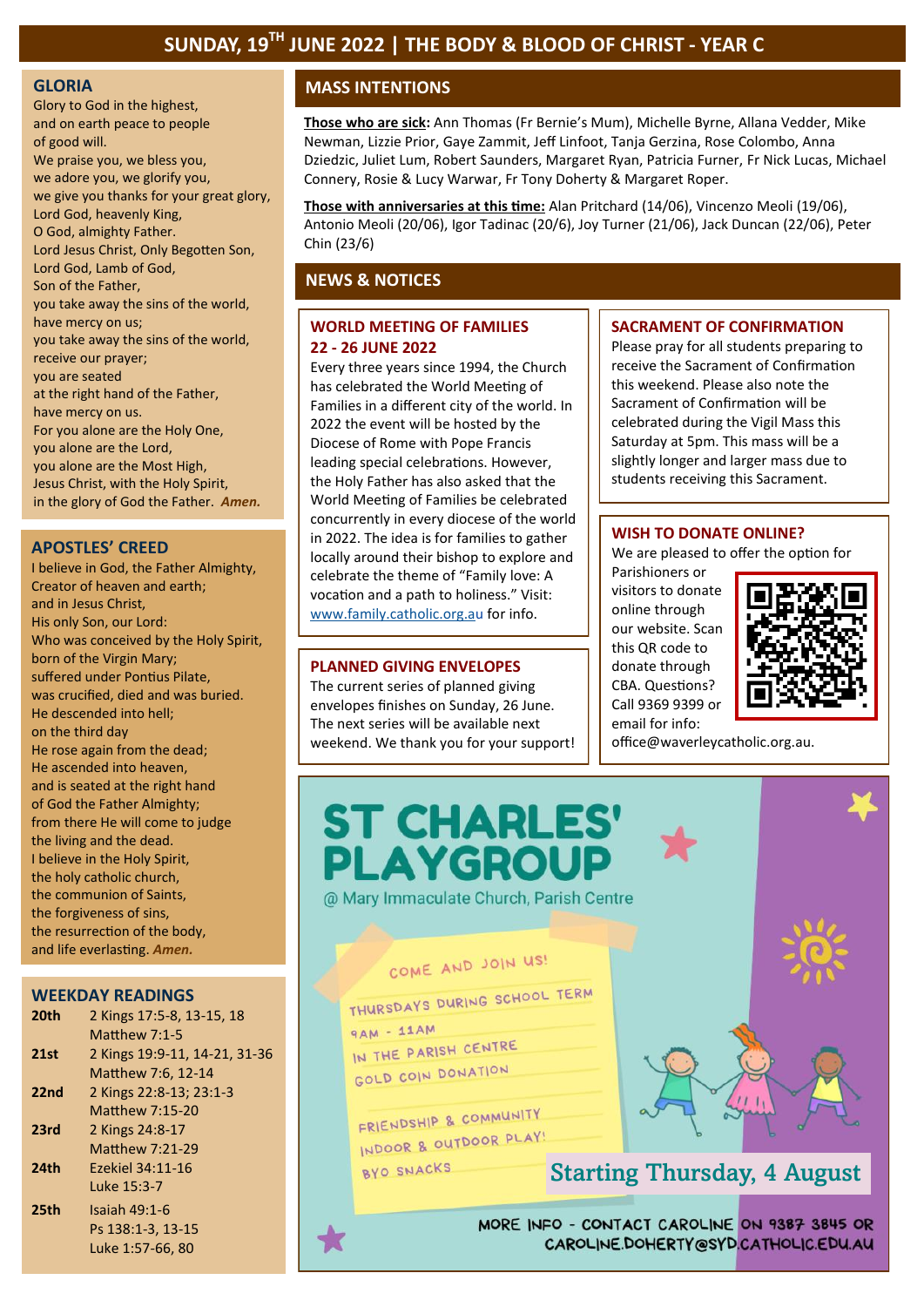# SUNDAY, 19TH JUNE 2022 | THE BODY & BLOOD OF CHRIST - YEAR C

## GLORIA

Glory to God in the highest,
and on earth peace to people
of good will.
We praise you, we bless you,
we adore you, we glorify you,
we give you thanks for your great glory,
Lord God, heavenly King,
O God, almighty Father.
Lord Jesus Christ, Only Begotten Son,
Lord God, Lamb of God,
Son of the Father,
you take away the sins of the world,
have mercy on us;
you take away the sins of the world,
receive our prayer;
you are seated
at the right hand of the Father,
have mercy on us.
For you alone are the Holy One,
you alone are the Lord,
you alone are the Most High,
Jesus Christ, with the Holy Spirit,
in the glory of God the Father. ***Amen.***

## APOSTLES' CREED

I believe in God, the Father Almighty,
Creator of heaven and earth;
and in Jesus Christ,
His only Son, our Lord:
Who was conceived by the Holy Spirit,
born of the Virgin Mary;
suffered under Pontius Pilate,
was crucified, died and was buried.
He descended into hell;
on the third day
He rose again from the dead;
He ascended into heaven,
and is seated at the right hand
of God the Father Almighty;
from there He will come to judge
the living and the dead.
I believe in the Holy Spirit,
the holy catholic church,
the communion of Saints,
the forgiveness of sins,
the resurrection of the body,
and life everlasting. ***Amen.***

## WEEKDAY READINGS

| | |
|---|---|
| **20th** | 2 Kings 17:5-8, 13-15, 18<br>Matthew 7:1-5 |
| **21st** | 2 Kings 19:9-11, 14-21, 31-36<br>Matthew 7:6, 12-14 |
| **22nd** | 2 Kings 22:8-13; 23:1-3<br>Matthew 7:15-20 |
| **23rd** | 2 Kings 24:8-17<br>Matthew 7:21-29 |
| **24th** | Ezekiel 34:11-16<br>Luke 15:3-7 |
| **25th** | Isaiah 49:1-6<br>Ps 138:1-3, 13-15<br>Luke 1:57-66, 80 |

## MASS INTENTIONS

**Those who are sick:** Ann Thomas (Fr Bernie's Mum), Michelle Byrne, Allana Vedder, Mike Newman, Lizzie Prior, Gaye Zammit, Jeff Linfoot, Tanja Gerzina, Rose Colombo, Anna Dziedzic, Juliet Lum, Robert Saunders, Margaret Ryan, Patricia Furner, Fr Nick Lucas, Michael Connery, Rosie & Lucy Warwar, Fr Tony Doherty & Margaret Roper.

**Those with anniversaries at this time:** Alan Pritchard (14/06), Vincenzo Meoli (19/06), Antonio Meoli (20/06), Igor Tadinac (20/6), Joy Turner (21/06), Jack Duncan (22/06), Peter Chin (23/6)

## NEWS & NOTICES

### WORLD MEETING OF FAMILIES 22 - 26 JUNE 2022

Every three years since 1994, the Church has celebrated the World Meeting of Families in a different city of the world. In 2022 the event will be hosted by the Diocese of Rome with Pope Francis leading special celebrations. However, the Holy Father has also asked that the World Meeting of Families be celebrated concurrently in every diocese of the world in 2022. The idea is for families to gather locally around their bishop to explore and celebrate the theme of "Family love: A vocation and a path to holiness." Visit: www.family.catholic.org.au for info.

### PLANNED GIVING ENVELOPES

The current series of planned giving envelopes finishes on Sunday, 26 June. The next series will be available next weekend. We thank you for your support!

### SACRAMENT OF CONFIRMATION

Please pray for all students preparing to receive the Sacrament of Confirmation this weekend. Please also note the Sacrament of Confirmation will be celebrated during the Vigil Mass this Saturday at 5pm. This mass will be a slightly longer and larger mass due to students receiving this Sacrament.

### WISH TO DONATE ONLINE?

We are pleased to offer the option for Parishioners or visitors to donate online through our website. Scan this QR code to donate through CBA. Questions? Call 9369 9399 or email for info: office@waverleycatholic.org.au.

# ST CHARLES' PLAYGROUP

@ Mary Immaculate Church, Parish Centre

COME AND JOIN US!

THURSDAYS DURING SCHOOL TERM
9AM - 11AM
IN THE PARISH CENTRE
GOLD COIN DONATION

FRIENDSHIP & COMMUNITY
INDOOR & OUTDOOR PLAY!
BYO SNACKS

Starting Thursday, 4 August

MORE INFO - CONTACT CAROLINE ON 9387 3845 OR CAROLINE.DOHERTY@SYD.CATHOLIC.EDU.AU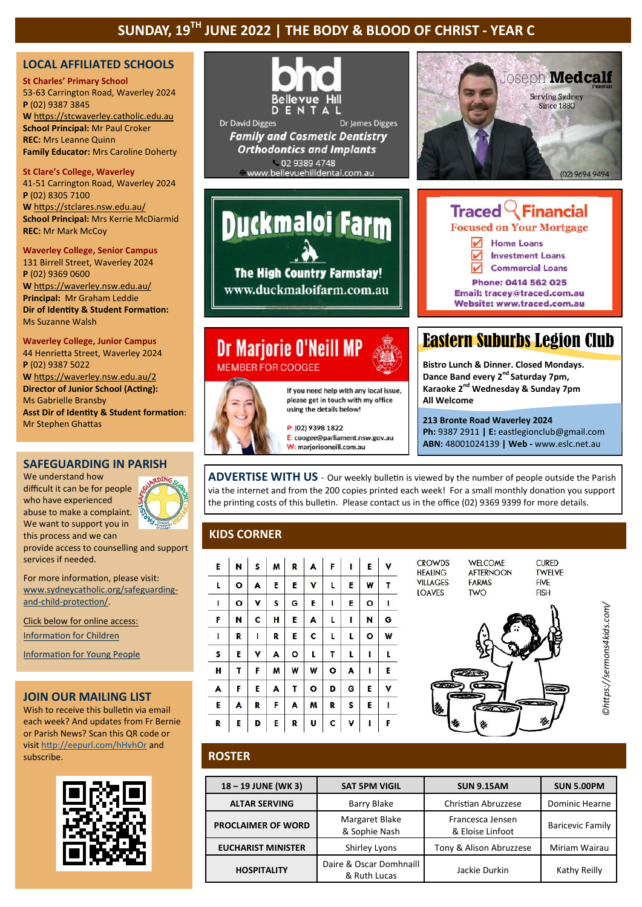# SUNDAY, 19TH JUNE 2022 | THE BODY & BLOOD OF CHRIST - YEAR C

## LOCAL AFFILIATED SCHOOLS

**St Charles' Primary School**
53-63 Carrington Road, Waverley 2024
**P** (02) 9387 3845
**W** https://stcwaverley.catholic.edu.au
**School Principal:** Mr Paul Croker
**REC:** Mrs Leanne Quinn
**Family Educator:** Mrs Caroline Doherty

**St Clare's College, Waverley**
41-51 Carrington Road, Waverley 2024
**P** (02) 8305 7100
**W** https://stclares.nsw.edu.au/
**School Principal:** Mrs Kerrie McDiarmid
**REC:** Mr Mark McCoy

**Waverley College, Senior Campus**
131 Birrell Street, Waverley 2024
**P** (02) 9369 0600
**W** https://waverley.nsw.edu.au/
**Principal:** Mr Graham Leddie
**Dir of Identity & Student Formation:** Ms Suzanne Walsh

**Waverley College, Junior Campus**
44 Henrietta Street, Waverley 2024
**P** (02) 9387 5022
**W** https://waverley.nsw.edu.au/2
**Director of Junior School (Acting):** Ms Gabrielle Bransby
**Asst Dir of Identity & Student formation**: Mr Stephen Ghattas

## SAFEGUARDING IN PARISH

We understand how difficult it can be for people who have experienced abuse to make a complaint. We want to support you in this process and we can provide access to counselling and support services if needed.

For more information, please visit: www.sydneycatholic.org/safeguarding-and-child-protection/.

Click below for online access:
Information for Children

Information for Young People

## JOIN OUR MAILING LIST

Wish to receive this bulletin via email each week? And updates from Fr Bernie or Parish News? Scan this QR code or visit http://eepurl.com/hHvhOr and subscribe.

---

**bhd Bellevue Hill DENTAL**
Dr David Digges — Dr James Digges
*Family and Cosmetic Dentistry*
*Orthodontics and Implants*
02 9389 4748
www.bellevuehilldental.com.au

**Joseph Medcalf Funerals**
Serving Sydney Since 1880
(02) 9694 9494

**Duckmaloi Farm**
The High Country Farmstay!
www.duckmaloifarm.com.au

**Traced Financial**
Focused on Your Mortgage
- Home Loans
- Investment Loans
- Commercial Loans

Phone: 0414 562 025
Email: tracey@traced.com.au
Website: www.traced.com.au

**Dr Marjorie O'Neill MP**
MEMBER FOR COOGEE
If you need help with any local issue, please get in touch with my office using the details below!
P: (02) 9398 1822
E: coogee@parliament.nsw.gov.au
W: marjorieoneill.com.au

**Eastern Suburbs Legion Club**
Bistro Lunch & Dinner. Closed Mondays.
Dance Band every 2nd Saturday 7pm,
Karaoke 2nd Wednesday & Sunday 7pm
All Welcome

213 Bronte Road Waverley 2024
Ph: 9387 2911 | E: eastlegionclub@gmail.com
ABN: 48001024139 | Web - www.eslc.net.au

**ADVERTISE WITH US** - Our weekly bulletin is viewed by the number of people outside the Parish via the internet and from the 200 copies printed each week! For a small monthly donation you support the printing costs of this bulletin. Please contact us in the office (02) 9369 9399 for more details.

## KIDS CORNER

| | | | | | | | | | |
|---|---|---|---|---|---|---|---|---|---|
| E | N | S | M | R | A | F | I | E | V |
| L | O | A | E | E | V | L | E | W | T |
| I | O | V | S | G | E | I | E | O | I |
| F | N | C | H | E | A | L | I | N | G |
| I | R | I | R | E | C | L | L | O | W |
| S | E | V | A | O | L | T | L | I | L |
| H | T | F | M | W | W | O | A | I | E |
| A | F | E | A | T | O | D | G | E | V |
| E | A | R | F | A | M | R | S | E | I |
| R | E | D | E | R | U | C | V | I | F |

CROWDS, HEALING, VILLAGES, LOAVES, WELCOME, AFTERNOON, FARMS, TWO, CURED, TWELVE, FIVE, FISH

©https://sermons4kids.com/

## ROSTER

| 18 – 19 JUNE (WK 3) | SAT 5PM VIGIL | SUN 9.15AM | SUN 5.00PM |
|---|---|---|---|
| ALTAR SERVING | Barry Blake | Christian Abruzzese | Dominic Hearne |
| PROCLAIMER OF WORD | Margaret Blake & Sophie Nash | Francesca Jensen & Eloise Linfoot | Baricevic Family |
| EUCHARIST MINISTER | Shirley Lyons | Tony & Alison Abruzzese | Miriam Wairau |
| HOSPITALITY | Daire & Oscar Domhnaill & Ruth Lucas | Jackie Durkin | Kathy Reilly |